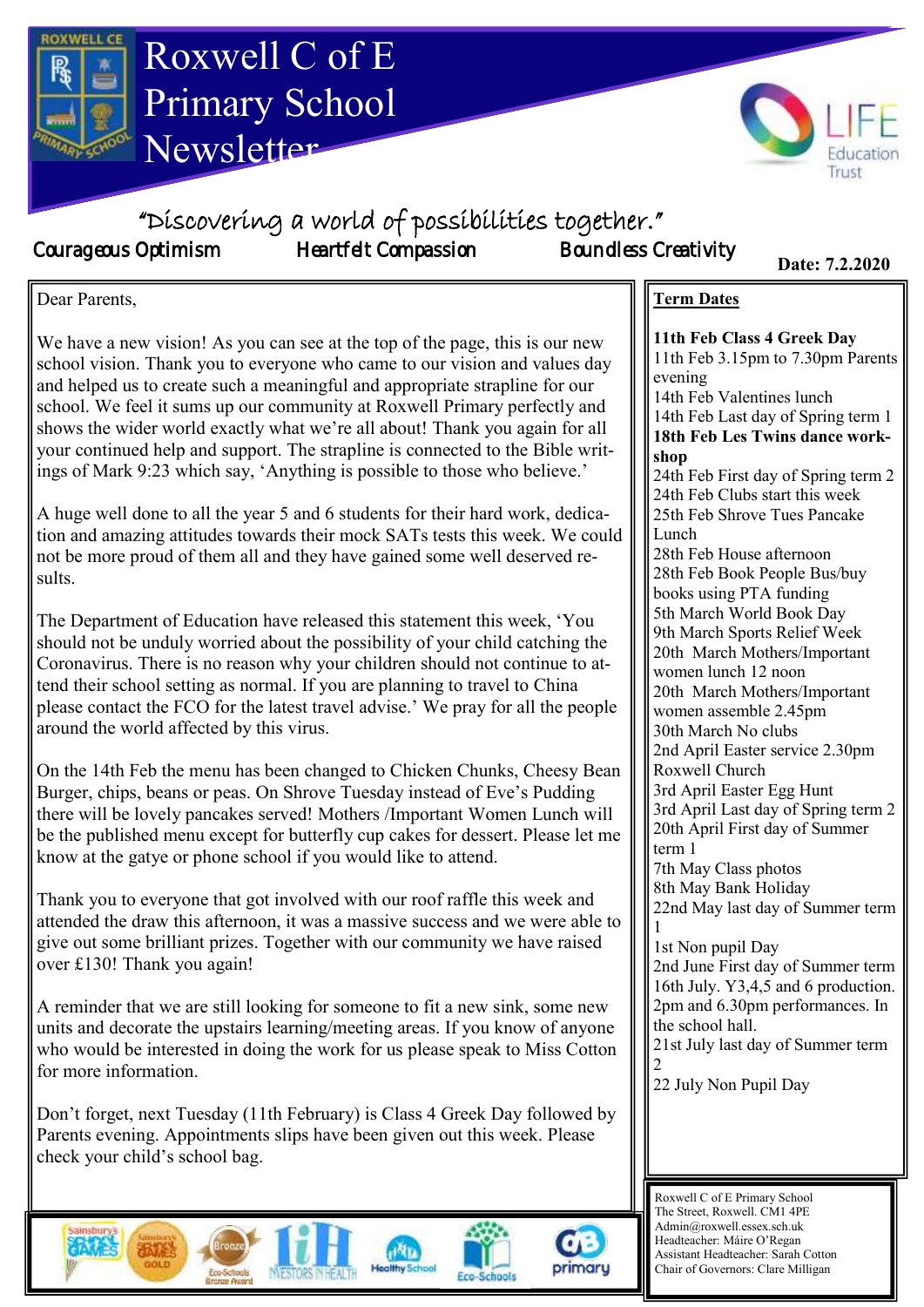# Roxwell C of E Primary School Newsletter

"Discovering a world of possibilities together."

Courageous Optimism | Heartfelt Compassion | Boundless Creativity

**Date: 7.2.2020**

Dear Parents,

We have a new vision! As you can see at the top of the page, this is our new school vision. Thank you to everyone who came to our vision and values day and helped us to create such a meaningful and appropriate strapline for our school. We feel it sums up our community at Roxwell Primary perfectly and shows the wider world exactly what we're all about! Thank you again for all your continued help and support. The strapline is connected to the Bible writings of Mark 9:23 which say, 'Anything is possible to those who believe.'

A huge well done to all the year 5 and 6 students for their hard work, dedication and amazing attitudes towards their mock SATs tests this week. We could not be more proud of them all and they have gained some well deserved results.

The Department of Education have released this statement this week, 'You should not be unduly worried about the possibility of your child catching the Coronavirus. There is no reason why your children should not continue to attend their school setting as normal. If you are planning to travel to China please contact the FCO for the latest travel advise.' We pray for all the people around the world affected by this virus.

On the 14th Feb the menu has been changed to Chicken Chunks, Cheesy Bean Burger, chips, beans or peas. On Shrove Tuesday instead of Eve's Pudding there will be lovely pancakes served! Mothers /Important Women Lunch will be the published menu except for butterfly cup cakes for dessert. Please let me know at the gatye or phone school if you would like to attend.

Thank you to everyone that got involved with our roof raffle this week and attended the draw this afternoon, it was a massive success and we were able to give out some brilliant prizes. Together with our community we have raised over £130! Thank you again!

A reminder that we are still looking for someone to fit a new sink, some new units and decorate the upstairs learning/meeting areas. If you know of anyone who would be interested in doing the work for us please speak to Miss Cotton for more information.

Don't forget, next Tuesday (11th February) is Class 4 Greek Day followed by Parents evening. Appointments slips have been given out this week. Please check your child's school bag.

## Term Dates

**11th Feb Class 4 Greek Day**
11th Feb 3.15pm to 7.30pm Parents evening
14th Feb Valentines lunch
14th Feb Last day of Spring term 1
**18th Feb Les Twins dance workshop**
24th Feb First day of Spring term 2
24th Feb Clubs start this week
25th Feb Shrove Tues Pancake Lunch
28th Feb House afternoon
28th Feb Book People Bus/buy books using PTA funding
5th March World Book Day
9th March Sports Relief Week
20th March Mothers/Important women lunch 12 noon
20th March Mothers/Important women assemble 2.45pm
30th March No clubs
2nd April Easter service 2.30pm Roxwell Church
3rd April Easter Egg Hunt
3rd April Last day of Spring term 2
20th April First day of Summer term 1
7th May Class photos
8th May Bank Holiday
22nd May last day of Summer term 1
1st Non pupil Day
2nd June First day of Summer term
16th July. Y3,4,5 and 6 production. 2pm and 6.30pm performances. In the school hall.
21st July last day of Summer term 2
22 July Non Pupil Day

Roxwell C of E Primary School
The Street, Roxwell. CM1 4PE
Admin@roxwell.essex.sch.uk
Headteacher: Máire O'Regan
Assistant Headteacher: Sarah Cotton
Chair of Governors: Clare Milligan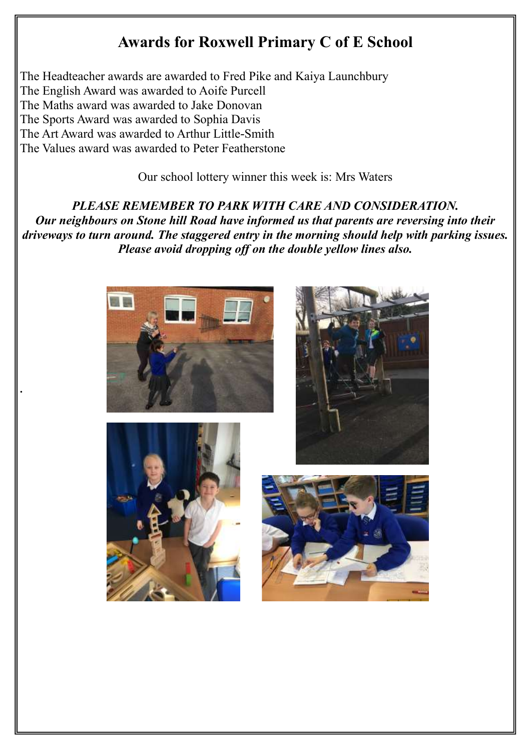# Awards for Roxwell Primary C of E School

The Headteacher awards are awarded to Fred Pike and Kaiya Launchbury
The English Award was awarded to Aoife Purcell
The Maths award was awarded to Jake Donovan
The Sports Award was awarded to Sophia Davis
The Art Award was awarded to Arthur Little-Smith
The Values award was awarded to Peter Featherstone

Our school lottery winner this week is: Mrs Waters

***PLEASE REMEMBER TO PARK WITH CARE AND CONSIDERATION.***
***Our neighbours on Stone hill Road have informed us that parents are reversing into their driveways to turn around. The staggered entry in the morning should help with parking issues. Please avoid dropping off on the double yellow lines also.***